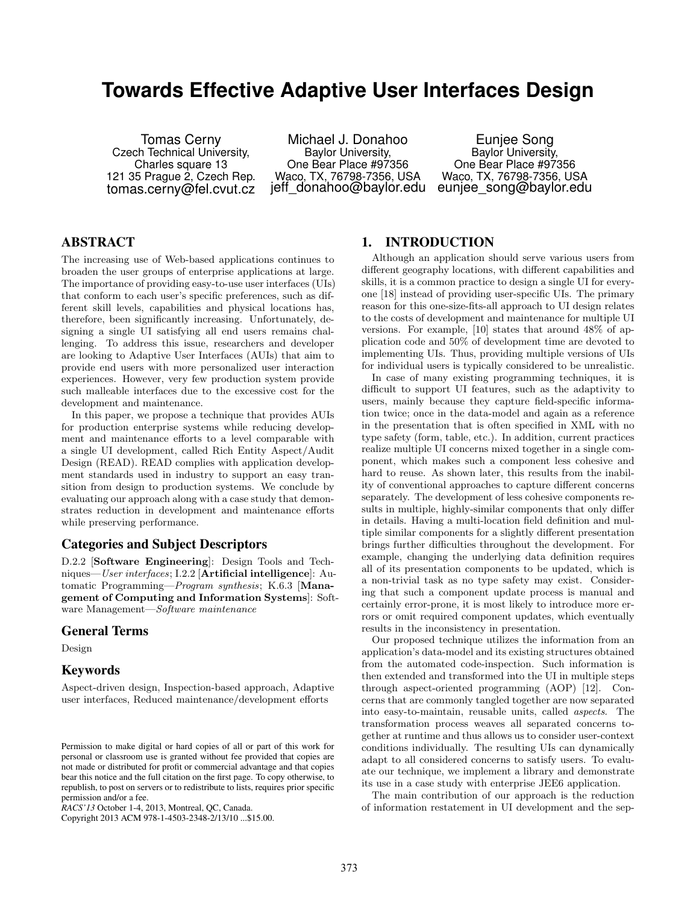# Towards Effective Adaptive User Interfaces Design

Tomas Cerny
Czech Technical University,
Charles square 13
121 35 Prague 2, Czech Rep.
tomas.cerny@fel.cvut.cz

Michael J. Donahoo
Baylor University,
One Bear Place #97356
Waco, TX, 76798-7356, USA
jeff_donahoo@baylor.edu

Eunjee Song
Baylor University,
One Bear Place #97356
Waco, TX, 76798-7356, USA
eunjee_song@baylor.edu

## ABSTRACT

The increasing use of Web-based applications continues to broaden the user groups of enterprise applications at large. The importance of providing easy-to-use user interfaces (UIs) that conform to each user's specific preferences, such as different skill levels, capabilities and physical locations has, therefore, been significantly increasing. Unfortunately, designing a single UI satisfying all end users remains challenging. To address this issue, researchers and developer are looking to Adaptive User Interfaces (AUIs) that aim to provide end users with more personalized user interaction experiences. However, very few production system provide such malleable interfaces due to the excessive cost for the development and maintenance.

In this paper, we propose a technique that provides AUIs for production enterprise systems while reducing development and maintenance efforts to a level comparable with a single UI development, called Rich Entity Aspect/Audit Design (READ). READ complies with application development standards used in industry to support an easy transition from design to production systems. We conclude by evaluating our approach along with a case study that demonstrates reduction in development and maintenance efforts while preserving performance.

### Categories and Subject Descriptors

D.2.2 [**Software Engineering**]: Design Tools and Techniques—*User interfaces*; I.2.2 [**Artificial intelligence**]: Automatic Programming—*Program synthesis*; K.6.3 [**Management of Computing and Information Systems**]: Software Management—*Software maintenance*

### General Terms

Design

### Keywords

Aspect-driven design, Inspection-based approach, Adaptive user interfaces, Reduced maintenance/development efforts

Permission to make digital or hard copies of all or part of this work for personal or classroom use is granted without fee provided that copies are not made or distributed for profit or commercial advantage and that copies bear this notice and the full citation on the first page. To copy otherwise, to republish, to post on servers or to redistribute to lists, requires prior specific permission and/or a fee.
*RACS'13* October 1-4, 2013, Montreal, QC, Canada.
Copyright 2013 ACM 978-1-4503-2348-2/13/10 ...$15.00.

## 1. INTRODUCTION

Although an application should serve various users from different geography locations, with different capabilities and skills, it is a common practice to design a single UI for everyone [18] instead of providing user-specific UIs. The primary reason for this one-size-fits-all approach to UI design relates to the costs of development and maintenance for multiple UI versions. For example, [10] states that around 48% of application code and 50% of development time are devoted to implementing UIs. Thus, providing multiple versions of UIs for individual users is typically considered to be unrealistic.

In case of many existing programming techniques, it is difficult to support UI features, such as the adaptivity to users, mainly because they capture field-specific information twice; once in the data-model and again as a reference in the presentation that is often specified in XML with no type safety (form, table, etc.). In addition, current practices realize multiple UI concerns mixed together in a single component, which makes such a component less cohesive and hard to reuse. As shown later, this results from the inability of conventional approaches to capture different concerns separately. The development of less cohesive components results in multiple, highly-similar components that only differ in details. Having a multi-location field definition and multiple similar components for a slightly different presentation brings further difficulties throughout the development. For example, changing the underlying data definition requires all of its presentation components to be updated, which is a non-trivial task as no type safety may exist. Considering that such a component update process is manual and certainly error-prone, it is most likely to introduce more errors or omit required component updates, which eventually results in the inconsistency in presentation.

Our proposed technique utilizes the information from an application's data-model and its existing structures obtained from the automated code-inspection. Such information is then extended and transformed into the UI in multiple steps through aspect-oriented programming (AOP) [12]. Concerns that are commonly tangled together are now separated into easy-to-maintain, reusable units, called *aspects*. The transformation process weaves all separated concerns together at runtime and thus allows us to consider user-context conditions individually. The resulting UIs can dynamically adapt to all considered concerns to satisfy users. To evaluate our technique, we implement a library and demonstrate its use in a case study with enterprise JEE6 application.

The main contribution of our approach is the reduction of information restatement in UI development and the sep-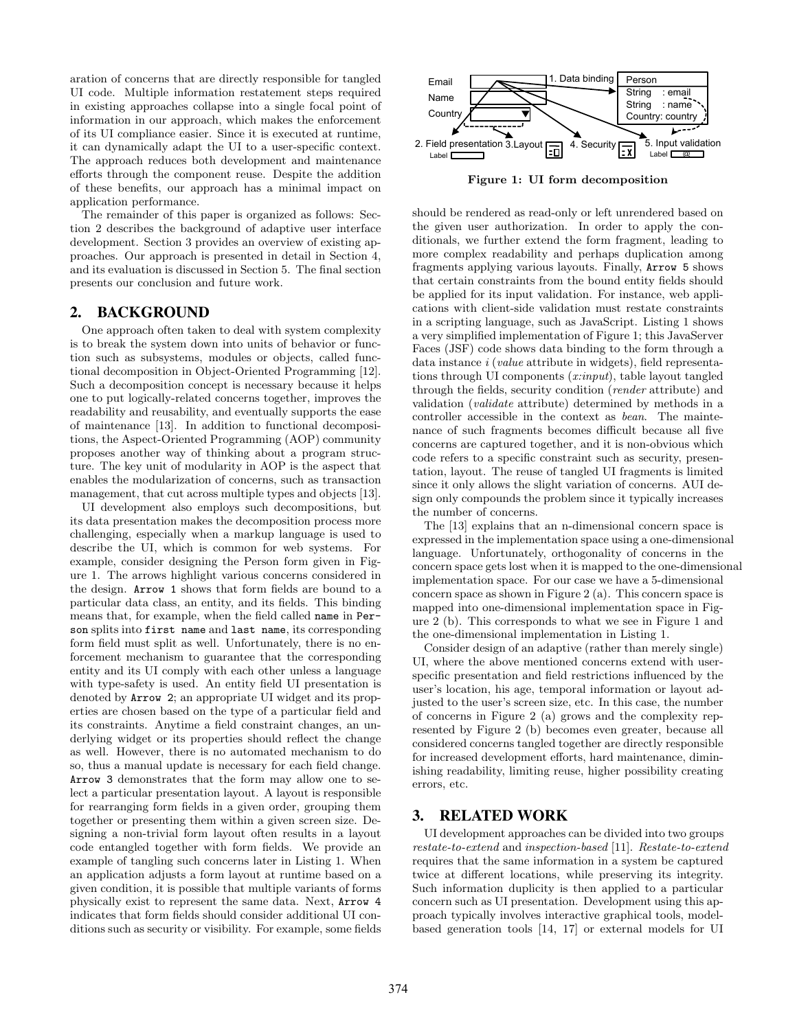aration of concerns that are directly responsible for tangled UI code. Multiple information restatement steps required in existing approaches collapse into a single focal point of information in our approach, which makes the enforcement of its UI compliance easier. Since it is executed at runtime, it can dynamically adapt the UI to a user-specific context. The approach reduces both development and maintenance efforts through the component reuse. Despite the addition of these benefits, our approach has a minimal impact on application performance.

The remainder of this paper is organized as follows: Section 2 describes the background of adaptive user interface development. Section 3 provides an overview of existing approaches. Our approach is presented in detail in Section 4, and its evaluation is discussed in Section 5. The final section presents our conclusion and future work.

## 2. BACKGROUND

One approach often taken to deal with system complexity is to break the system down into units of behavior or function such as subsystems, modules or objects, called functional decomposition in Object-Oriented Programming [12]. Such a decomposition concept is necessary because it helps one to put logically-related concerns together, improves the readability and reusability, and eventually supports the ease of maintenance [13]. In addition to functional decompositions, the Aspect-Oriented Programming (AOP) community proposes another way of thinking about a program structure. The key unit of modularity in AOP is the aspect that enables the modularization of concerns, such as transaction management, that cut across multiple types and objects [13].

UI development also employs such decompositions, but its data presentation makes the decomposition process more challenging, especially when a markup language is used to describe the UI, which is common for web systems. For example, consider designing the Person form given in Figure 1. The arrows highlight various concerns considered in the design. `Arrow 1` shows that form fields are bound to a particular data class, an entity, and its fields. This binding means that, for example, when the field called `name` in `Person` splits into `first name` and `last name`, its corresponding form field must split as well. Unfortunately, there is no enforcement mechanism to guarantee that the corresponding entity and its UI comply with each other unless a language with type-safety is used. An entity field UI presentation is denoted by `Arrow 2`; an appropriate UI widget and its properties are chosen based on the type of a particular field and its constraints. Anytime a field constraint changes, an underlying widget or its properties should reflect the change as well. However, there is no automated mechanism to do so, thus a manual update is necessary for each field change. `Arrow 3` demonstrates that the form may allow one to select a particular presentation layout. A layout is responsible for rearranging form fields in a given order, grouping them together or presenting them within a given screen size. Designing a non-trivial form layout often results in a layout code entangled together with form fields. We provide an example of tangling such concerns later in Listing 1. When an application adjusts a form layout at runtime based on a given condition, it is possible that multiple variants of forms physically exist to represent the same data. Next, `Arrow 4` indicates that form fields should consider additional UI conditions such as security or visibility. For example, some fields

**Figure 1: UI form decomposition**

should be rendered as read-only or left unrendered based on the given user authorization. In order to apply the conditionals, we further extend the form fragment, leading to more complex readability and perhaps duplication among fragments applying various layouts. Finally, `Arrow 5` shows that certain constraints from the bound entity fields should be applied for its input validation. For instance, web applications with client-side validation must restate constraints in a scripting language, such as JavaScript. Listing 1 shows a very simplified implementation of Figure 1; this JavaServer Faces (JSF) code shows data binding to the form through a data instance *i* (*value* attribute in widgets), field representations through UI components (*x:input*), table layout tangled through the fields, security condition (*render* attribute) and validation (*validate* attribute) determined by methods in a controller accessible in the context as *bean*. The maintenance of such fragments becomes difficult because all five concerns are captured together, and it is non-obvious which code refers to a specific constraint such as security, presentation, layout. The reuse of tangled UI fragments is limited since it only allows the slight variation of concerns. AUI design only compounds the problem since it typically increases the number of concerns.

The [13] explains that an n-dimensional concern space is expressed in the implementation space using a one-dimensional language. Unfortunately, orthogonality of concerns in the concern space gets lost when it is mapped to the one-dimensional implementation space. For our case we have a 5-dimensional concern space as shown in Figure 2 (a). This concern space is mapped into one-dimensional implementation space in Figure 2 (b). This corresponds to what we see in Figure 1 and the one-dimensional implementation in Listing 1.

Consider design of an adaptive (rather than merely single) UI, where the above mentioned concerns extend with user-specific presentation and field restrictions influenced by the user's location, his age, temporal information or layout adjusted to the user's screen size, etc. In this case, the number of concerns in Figure 2 (a) grows and the complexity represented by Figure 2 (b) becomes even greater, because all considered concerns tangled together are directly responsible for increased development efforts, hard maintenance, diminishing readability, limiting reuse, higher possibility creating errors, etc.

## 3. RELATED WORK

UI development approaches can be divided into two groups *restate-to-extend* and *inspection-based* [11]. *Restate-to-extend* requires that the same information in a system be captured twice at different locations, while preserving its integrity. Such information duplicity is then applied to a particular concern such as UI presentation. Development using this approach typically involves interactive graphical tools, model-based generation tools [14, 17] or external models for UI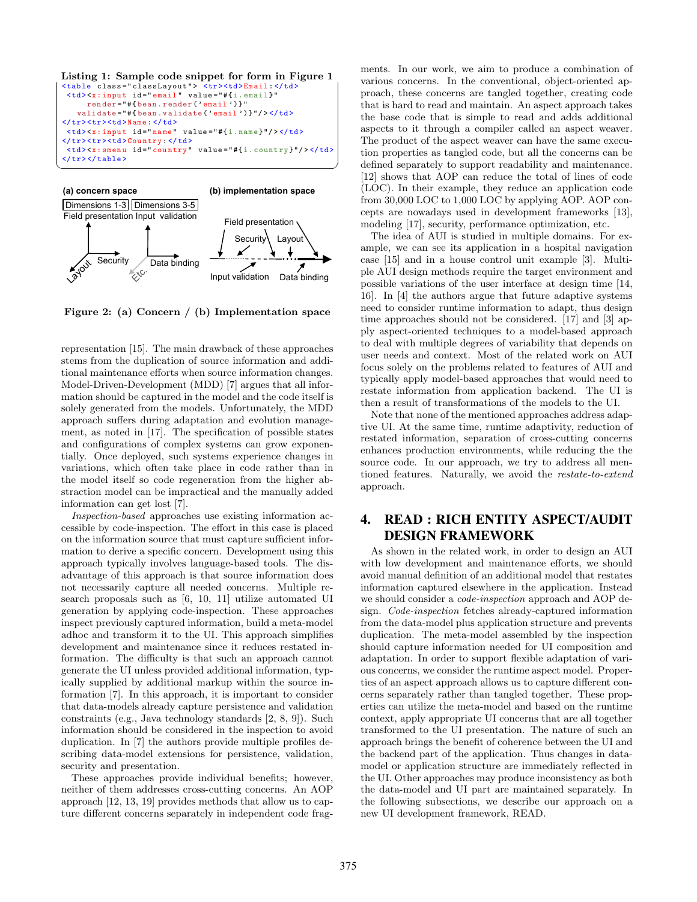**Listing 1: Sample code snippet for form in Figure 1**

```
<table class="classLayout"> <tr><td>Email:</td>
 <td><x:input id="email" value="#{i.email}"
     render="#{bean.render('email')}"
   validate="#{bean.validate('email')}"/></td>
</tr><tr><td>Name:</td>
 <td><x:input id="name" value="#{i.name}"/></td>
</tr><tr><td>Country:</td>
 <td><x:smenu id="country" value="#{i.country}"/></td>
</tr></table>
```

(a) concern space

Dimensions 1-3 Dimensions 3-5

Field presentation Input validation

Layout Security Etc. Data binding

(b) implementation space

Field presentation Security Layout

Input validation Data binding

**Figure 2: (a) Concern / (b) Implementation space**

representation [15]. The main drawback of these approaches stems from the duplication of source information and additional maintenance efforts when source information changes. Model-Driven-Development (MDD) [7] argues that all information should be captured in the model and the code itself is solely generated from the models. Unfortunately, the MDD approach suffers during adaptation and evolution management, as noted in [17]. The specification of possible states and configurations of complex systems can grow exponentially. Once deployed, such systems experience changes in variations, which often take place in code rather than in the model itself so code regeneration from the higher abstraction model can be impractical and the manually added information can get lost [7].

*Inspection-based* approaches use existing information accessible by code-inspection. The effort in this case is placed on the information source that must capture sufficient information to derive a specific concern. Development using this approach typically involves language-based tools. The disadvantage of this approach is that source information does not necessarily capture all needed concerns. Multiple research proposals such as [6, 10, 11] utilize automated UI generation by applying code-inspection. These approaches inspect previously captured information, build a meta-model adhoc and transform it to the UI. This approach simplifies development and maintenance since it reduces restated information. The difficulty is that such an approach cannot generate the UI unless provided additional information, typically supplied by additional markup within the source information [7]. In this approach, it is important to consider that data-models already capture persistence and validation constraints (e.g., Java technology standards [2, 8, 9]). Such information should be considered in the inspection to avoid duplication. In [7] the authors provide multiple profiles describing data-model extensions for persistence, validation, security and presentation.

These approaches provide individual benefits; however, neither of them addresses cross-cutting concerns. An AOP approach [12, 13, 19] provides methods that allow us to capture different concerns separately in independent code fragments. In our work, we aim to produce a combination of various concerns. In the conventional, object-oriented approach, these concerns are tangled together, creating code that is hard to read and maintain. An aspect approach takes the base code that is simple to read and adds additional aspects to it through a compiler called an aspect weaver. The product of the aspect weaver can have the same execution properties as tangled code, but all the concerns can be defined separately to support readability and maintenance. [12] shows that AOP can reduce the total of lines of code (LOC). In their example, they reduce an application code from 30,000 LOC to 1,000 LOC by applying AOP. AOP concepts are nowadays used in development frameworks [13], modeling [17], security, performance optimization, etc.

The idea of AUI is studied in multiple domains. For example, we can see its application in a hospital navigation case [15] and in a house control unit example [3]. Multiple AUI design methods require the target environment and possible variations of the user interface at design time [14, 16]. In [4] the authors argue that future adaptive systems need to consider runtime information to adapt, thus design time approaches should not be considered. [17] and [3] apply aspect-oriented techniques to a model-based approach to deal with multiple degrees of variability that depends on user needs and context. Most of the related work on AUI focus solely on the problems related to features of AUI and typically apply model-based approaches that would need to restate information from application backend. The UI is then a result of transformations of the models to the UI.

Note that none of the mentioned approaches address adaptive UI. At the same time, runtime adaptivity, reduction of restated information, separation of cross-cutting concerns enhances production environments, while reducing the the source code. In our approach, we try to address all mentioned features. Naturally, we avoid the *restate-to-extend* approach.

## 4. READ : RICH ENTITY ASPECT/AUDIT DESIGN FRAMEWORK

As shown in the related work, in order to design an AUI with low development and maintenance efforts, we should avoid manual definition of an additional model that restates information captured elsewhere in the application. Instead we should consider a *code-inspection* approach and AOP design. *Code-inspection* fetches already-captured information from the data-model plus application structure and prevents duplication. The meta-model assembled by the inspection should capture information needed for UI composition and adaptation. In order to support flexible adaptation of various concerns, we consider the runtime aspect model. Properties of an aspect approach allows us to capture different concerns separately rather than tangled together. These properties can utilize the meta-model and based on the runtime context, apply appropriate UI concerns that are all together transformed to the UI presentation. The nature of such an approach brings the benefit of coherence between the UI and the backend part of the application. Thus changes in data-model or application structure are immediately reflected in the UI. Other approaches may produce inconsistency as both the data-model and UI part are maintained separately. In the following subsections, we describe our approach on a new UI development framework, READ.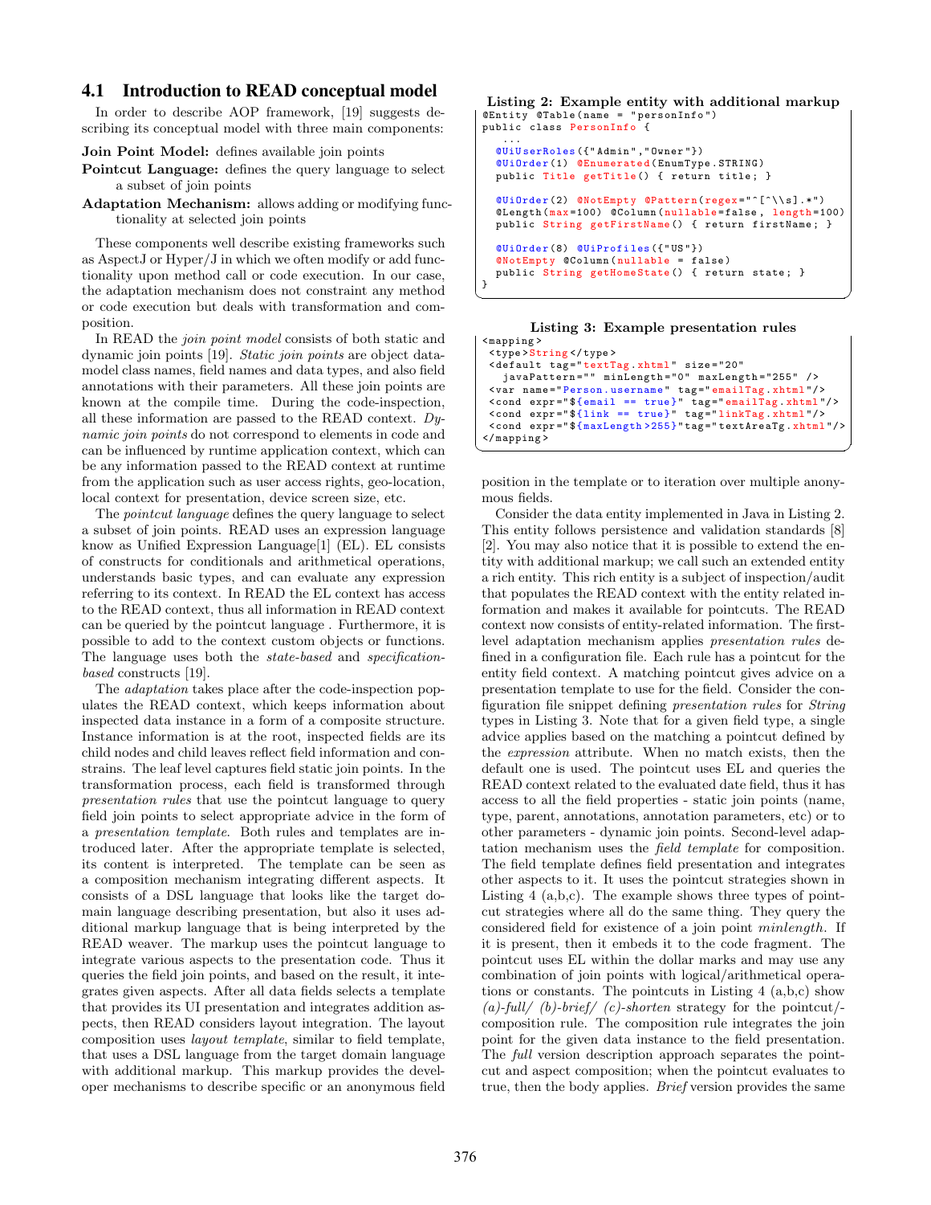### 4.1 Introduction to READ conceptual model

In order to describe AOP framework, [19] suggests describing its conceptual model with three main components:

**Join Point Model:** defines available join points

**Pointcut Language:** defines the query language to select a subset of join points

**Adaptation Mechanism:** allows adding or modifying functionality at selected join points

These components well describe existing frameworks such as AspectJ or Hyper/J in which we often modify or add functionality upon method call or code execution. In our case, the adaptation mechanism does not constraint any method or code execution but deals with transformation and composition.

In READ the *join point model* consists of both static and dynamic join points [19]. *Static join points* are object data-model class names, field names and data types, and also field annotations with their parameters. All these join points are known at the compile time. During the code-inspection, all these information are passed to the READ context. *Dynamic join points* do not correspond to elements in code and can be influenced by runtime application context, which can be any information passed to the READ context at runtime from the application such as user access rights, geo-location, local context for presentation, device screen size, etc.

The *pointcut language* defines the query language to select a subset of join points. READ uses an expression language know as Unified Expression Language[1] (EL). EL consists of constructs for conditionals and arithmetical operations, understands basic types, and can evaluate any expression referring to its context. In READ the EL context has access to the READ context, thus all information in READ context can be queried by the pointcut language . Furthermore, it is possible to add to the context custom objects or functions. The language uses both the *state-based* and *specification-based* constructs [19].

The *adaptation* takes place after the code-inspection populates the READ context, which keeps information about inspected data instance in a form of a composite structure. Instance information is at the root, inspected fields are its child nodes and child leaves reflect field information and constrains. The leaf level captures field static join points. In the transformation process, each field is transformed through *presentation rules* that use the pointcut language to query field join points to select appropriate advice in the form of a *presentation template*. Both rules and templates are introduced later. After the appropriate template is selected, its content is interpreted. The template can be seen as a composition mechanism integrating different aspects. It consists of a DSL language that looks like the target domain language describing presentation, but also it uses additional markup language that is being interpreted by the READ weaver. The markup uses the pointcut language to integrate various aspects to the presentation code. Thus it queries the field join points, and based on the result, it integrates given aspects. After all data fields selects a template that provides its UI presentation and integrates addition aspects, then READ considers layout integration. The layout composition uses *layout template*, similar to field template, that uses a DSL language from the target domain language with additional markup. This markup provides the developer mechanisms to describe specific or an anonymous field position in the template or to iteration over multiple anonymous fields.

**Listing 2: Example entity with additional markup**

```
@Entity @Table(name = "personInfo")
public class PersonInfo {
   ...
  @UiUserRoles({"Admin","Owner"})
  @UiOrder(1) @Enumerated(EnumType.STRING)
  public Title getTitle() { return title; }

  @UiOrder(2) @NotEmpty @Pattern(regex="^[^\\s].*")
  @Length(max=100) @Column(nullable=false, length=100)
  public String getFirstName() { return firstName; }

  @UiOrder(8) @UiProfiles({"US"})
  @NotEmpty @Column(nullable = false)
  public String getHomeState() { return state; }
}
```

**Listing 3: Example presentation rules**

```
<mapping>
 <type>String</type>
 <default tag="textTag.xhtml" size="20"
   javaPattern="" minLength="0" maxLength="255" />
 <var name="Person.username" tag="emailTag.xhtml"/>
 <cond expr="${email == true}" tag="emailTag.xhtml"/>
 <cond expr="${link == true}" tag="linkTag.xhtml"/>
 <cond expr="${maxLength>255}"tag="textAreaTg.xhtml"/>
</mapping>
```

Consider the data entity implemented in Java in Listing 2. This entity follows persistence and validation standards [8] [2]. You may also notice that it is possible to extend the entity with additional markup; we call such an extended entity a rich entity. This rich entity is a subject of inspection/audit that populates the READ context with the entity related information and makes it available for pointcuts. The READ context now consists of entity-related information. The first-level adaptation mechanism applies *presentation rules* defined in a configuration file. Each rule has a pointcut for the entity field context. A matching pointcut gives advice on a presentation template to use for the field. Consider the configuration file snippet defining *presentation rules* for *String* types in Listing 3. Note that for a given field type, a single advice applies based on the matching a pointcut defined by the *expression* attribute. When no match exists, then the default one is used. The pointcut uses EL and queries the READ context related to the evaluated date field, thus it has access to all the field properties - static join points (name, type, parent, annotations, annotation parameters, etc) or to other parameters - dynamic join points. Second-level adaptation mechanism uses the *field template* for composition. The field template defines field presentation and integrates other aspects to it. It uses the pointcut strategies shown in Listing 4 (a,b,c). The example shows three types of pointcut strategies where all do the same thing. They query the considered field for existence of a join point *minlength*. If it is present, then it embeds it to the code fragment. The pointcut uses EL within the dollar marks and may use any combination of join points with logical/arithmetical operations or constants. The pointcuts in Listing 4 (a,b,c) show *(a)-full/ (b)-brief/ (c)-shorten* strategy for the pointcut/-composition rule. The composition rule integrates the join point for the given data instance to the field presentation. The *full* version description approach separates the pointcut and aspect composition; when the pointcut evaluates to true, then the body applies. *Brief* version provides the same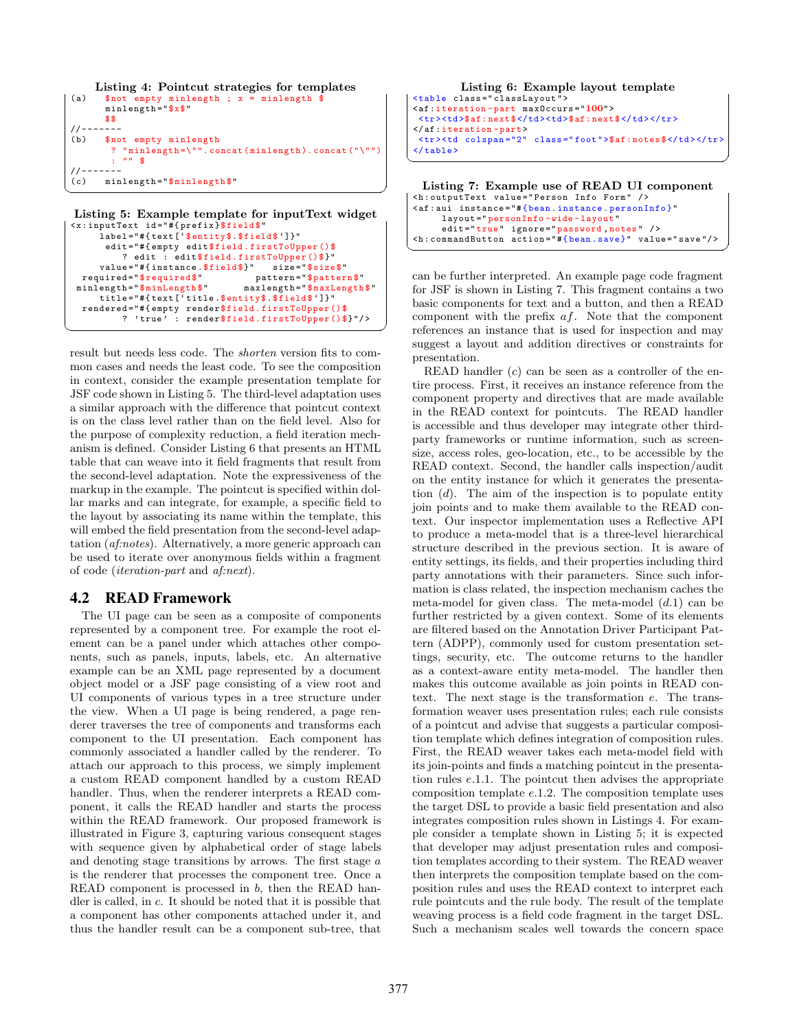**Listing 4: Pointcut strategies for templates**

```
(a)   $not empty minlength ; x = minlength $
      minlength="$x$"
      $$
//-------
(b)   $not empty minlength
       ? "minlength=\"".concat(minlength).concat("\"")
       : "" $
//-------
(c)   minlength="$minlength$"
```

**Listing 5: Example template for inputText widget**

```
<x:inputText id="#{prefix}$field$"
      label="#{text['$entity$.$field$']}"
       edit="#{empty edit$field.firstToUpper()$
          ? edit : edit$field.firstToUpper()$}"
     value="#{instance.$field$}"   size="$size$"
  required="$required$"         pattern="$pattern$"
 minlength="$minLength$"       maxlength="$maxLength$"
     title="#{text['title.$entity$.$field$']}"
  rendered="#{empty render$field.firstToUpper()$
         ? 'true' : render$field.firstToUpper()$}"/>
```

result but needs less code. The *shorten* version fits to common cases and needs the least code. To see the composition in context, consider the example presentation template for JSF code shown in Listing 5. The third-level adaptation uses a similar approach with the difference that pointcut context is on the class level rather than on the field level. Also for the purpose of complexity reduction, a field iteration mechanism is defined. Consider Listing 6 that presents an HTML table that can weave into it field fragments that result from the second-level adaptation. Note the expressiveness of the markup in the example. The pointcut is specified within dollar marks and can integrate, for example, a specific field to the layout by associating its name within the template, this will embed the field presentation from the second-level adaptation (*af:notes*). Alternatively, a more generic approach can be used to iterate over anonymous fields within a fragment of code (*iteration-part* and *af:next*).

## 4.2 READ Framework

The UI page can be seen as a composite of components represented by a component tree. For example the root element can be a panel under which attaches other components, such as panels, inputs, labels, etc. An alternative example can be an XML page represented by a document object model or a JSF page consisting of a view root and UI components of various types in a tree structure under the view. When a UI page is being rendered, a page renderer traverses the tree of components and transforms each component to the UI presentation. Each component has commonly associated a handler called by the renderer. To attach our approach to this process, we simply implement a custom READ component handled by a custom READ handler. Thus, when the renderer interprets a READ component, it calls the READ handler and starts the process within the READ framework. Our proposed framework is illustrated in Figure 3, capturing various consequent stages with sequence given by alphabetical order of stage labels and denoting stage transitions by arrows. The first stage *a* is the renderer that processes the component tree. Once a READ component is processed in *b*, then the READ handler is called, in *c*. It should be noted that it is possible that a component has other components attached under it, and thus the handler result can be a component sub-tree, that

**Listing 6: Example layout template**

```
<table class="classLayout">
<af:iteration-part maxOccurs="100">
 <tr><td>$af:next$</td><td>$af:next$</td></tr>
</af:iteration-part>
 <tr><td colspan="2" class="foot">$af:notes$</td></tr>
</table>
```

**Listing 7: Example use of READ UI component**

```
<h:outputText value="Person Info Form" />
<af:aui instance="#{bean.instance.personInfo}"
     layout="personInfo-wide-layout"
     edit="true" ignore="password,notes" />
<h:commandButton action="#{bean.save}" value="save"/>
```

can be further interpreted. An example page code fragment for JSF is shown in Listing 7. This fragment contains a two basic components for text and a button, and then a READ component with the prefix *af*. Note that the component references an instance that is used for inspection and may suggest a layout and addition directives or constraints for presentation.

READ handler (*c*) can be seen as a controller of the entire process. First, it receives an instance reference from the component property and directives that are made available in the READ context for pointcuts. The READ handler is accessible and thus developer may integrate other third-party frameworks or runtime information, such as screen-size, access roles, geo-location, etc., to be accessible by the READ context. Second, the handler calls inspection/audit on the entity instance for which it generates the presentation (*d*). The aim of the inspection is to populate entity join points and to make them available to the READ context. Our inspector implementation uses a Reflective API to produce a meta-model that is a three-level hierarchical structure described in the previous section. It is aware of entity settings, its fields, and their properties including third party annotations with their parameters. Since such information is class related, the inspection mechanism caches the meta-model for given class. The meta-model (*d*.1) can be further restricted by a given context. Some of its elements are filtered based on the Annotation Driver Participant Pattern (ADPP), commonly used for custom presentation settings, security, etc. The outcome returns to the handler as a context-aware entity meta-model. The handler then makes this outcome available as join points in READ context. The next stage is the transformation *e*. The transformation weaver uses presentation rules; each rule consists of a pointcut and advise that suggests a particular composition template which defines integration of composition rules. First, the READ weaver takes each meta-model field with its join-points and finds a matching pointcut in the presentation rules *e*.1.1. The pointcut then advises the appropriate composition template *e*.1.2. The composition template uses the target DSL to provide a basic field presentation and also integrates composition rules shown in Listings 4. For example consider a template shown in Listing 5; it is expected that developer may adjust presentation rules and composition templates according to their system. The READ weaver then interprets the composition template based on the composition rules and uses the READ context to interpret each rule pointcuts and the rule body. The result of the template weaving process is a field code fragment in the target DSL. Such a mechanism scales well towards the concern space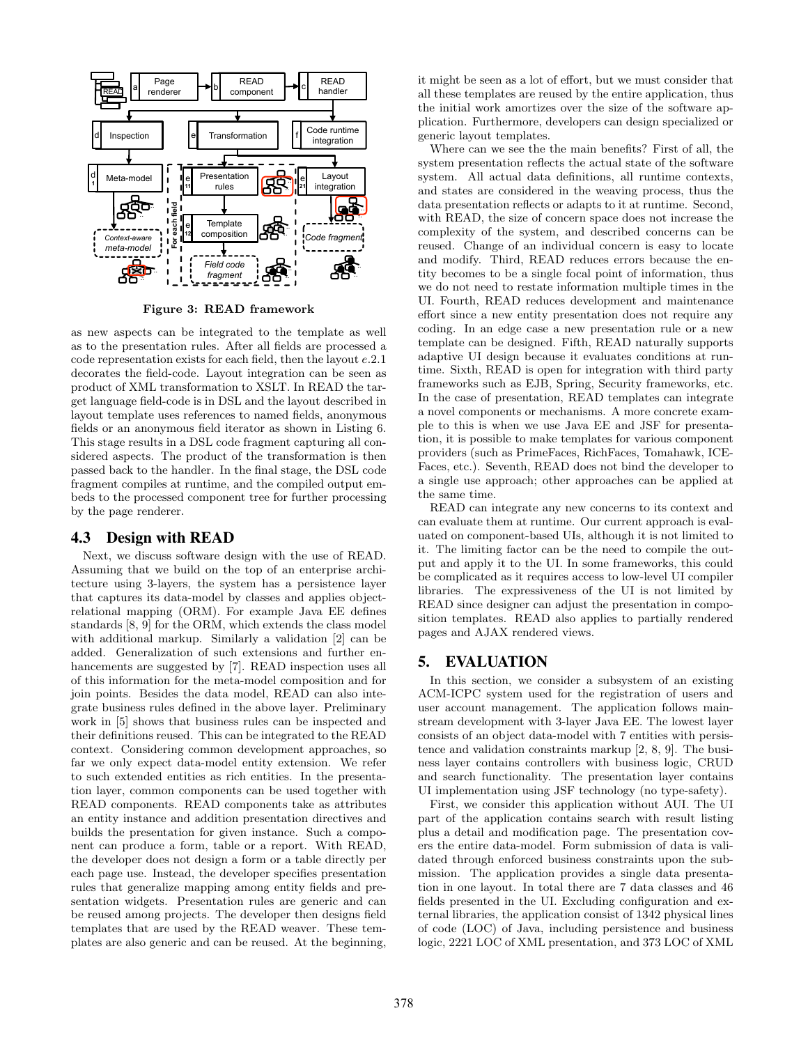Figure 3: READ framework

as new aspects can be integrated to the template as well as to the presentation rules. After all fields are processed a code representation exists for each field, then the layout *e*.2.1 decorates the field-code. Layout integration can be seen as product of XML transformation to XSLT. In READ the target language field-code is in DSL and the layout described in layout template uses references to named fields, anonymous fields or an anonymous field iterator as shown in Listing 6. This stage results in a DSL code fragment capturing all considered aspects. The product of the transformation is then passed back to the handler. In the final stage, the DSL code fragment compiles at runtime, and the compiled output embeds to the processed component tree for further processing by the page renderer.

## 4.3 Design with READ

Next, we discuss software design with the use of READ. Assuming that we build on the top of an enterprise architecture using 3-layers, the system has a persistence layer that captures its data-model by classes and applies object-relational mapping (ORM). For example Java EE defines standards [8, 9] for the ORM, which extends the class model with additional markup. Similarly a validation [2] can be added. Generalization of such extensions and further enhancements are suggested by [7]. READ inspection uses all of this information for the meta-model composition and for join points. Besides the data model, READ can also integrate business rules defined in the above layer. Preliminary work in [5] shows that business rules can be inspected and their definitions reused. This can be integrated to the READ context. Considering common development approaches, so far we only expect data-model entity extension. We refer to such extended entities as rich entities. In the presentation layer, common components can be used together with READ components. READ components take as attributes an entity instance and addition presentation directives and builds the presentation for given instance. Such a component can produce a form, table or a report. With READ, the developer does not design a form or a table directly per each page use. Instead, the developer specifies presentation rules that generalize mapping among entity fields and presentation widgets. Presentation rules are generic and can be reused among projects. The developer then designs field templates that are used by the READ weaver. These templates are also generic and can be reused. At the beginning, it might be seen as a lot of effort, but we must consider that all these templates are reused by the entire application, thus the initial work amortizes over the size of the software application. Furthermore, developers can design specialized or generic layout templates.

Where can we see the the main benefits? First of all, the system presentation reflects the actual state of the software system. All actual data definitions, all runtime contexts, and states are considered in the weaving process, thus the data presentation reflects or adapts to it at runtime. Second, with READ, the size of concern space does not increase the complexity of the system, and described concerns can be reused. Change of an individual concern is easy to locate and modify. Third, READ reduces errors because the entity becomes to be a single focal point of information, thus we do not need to restate information multiple times in the UI. Fourth, READ reduces development and maintenance effort since a new entity presentation does not require any coding. In an edge case a new presentation rule or a new template can be designed. Fifth, READ naturally supports adaptive UI design because it evaluates conditions at runtime. Sixth, READ is open for integration with third party frameworks such as EJB, Spring, Security frameworks, etc. In the case of presentation, READ templates can integrate a novel components or mechanisms. A more concrete example to this is when we use Java EE and JSF for presentation, it is possible to make templates for various component providers (such as PrimeFaces, RichFaces, Tomahawk, ICEFaces, etc.). Seventh, READ does not bind the developer to a single use approach; other approaches can be applied at the same time.

READ can integrate any new concerns to its context and can evaluate them at runtime. Our current approach is evaluated on component-based UIs, although it is not limited to it. The limiting factor can be the need to compile the output and apply it to the UI. In some frameworks, this could be complicated as it requires access to low-level UI compiler libraries. The expressiveness of the UI is not limited by READ since designer can adjust the presentation in composition templates. READ also applies to partially rendered pages and AJAX rendered views.

# 5. EVALUATION

In this section, we consider a subsystem of an existing ACM-ICPC system used for the registration of users and user account management. The application follows mainstream development with 3-layer Java EE. The lowest layer consists of an object data-model with 7 entities with persistence and validation constraints markup [2, 8, 9]. The business layer contains controllers with business logic, CRUD and search functionality. The presentation layer contains UI implementation using JSF technology (no type-safety).

First, we consider this application without AUI. The UI part of the application contains search with result listing plus a detail and modification page. The presentation covers the entire data-model. Form submission of data is validated through enforced business constraints upon the submission. The application provides a single data presentation in one layout. In total there are 7 data classes and 46 fields presented in the UI. Excluding configuration and external libraries, the application consist of 1342 physical lines of code (LOC) of Java, including persistence and business logic, 2221 LOC of XML presentation, and 373 LOC of XML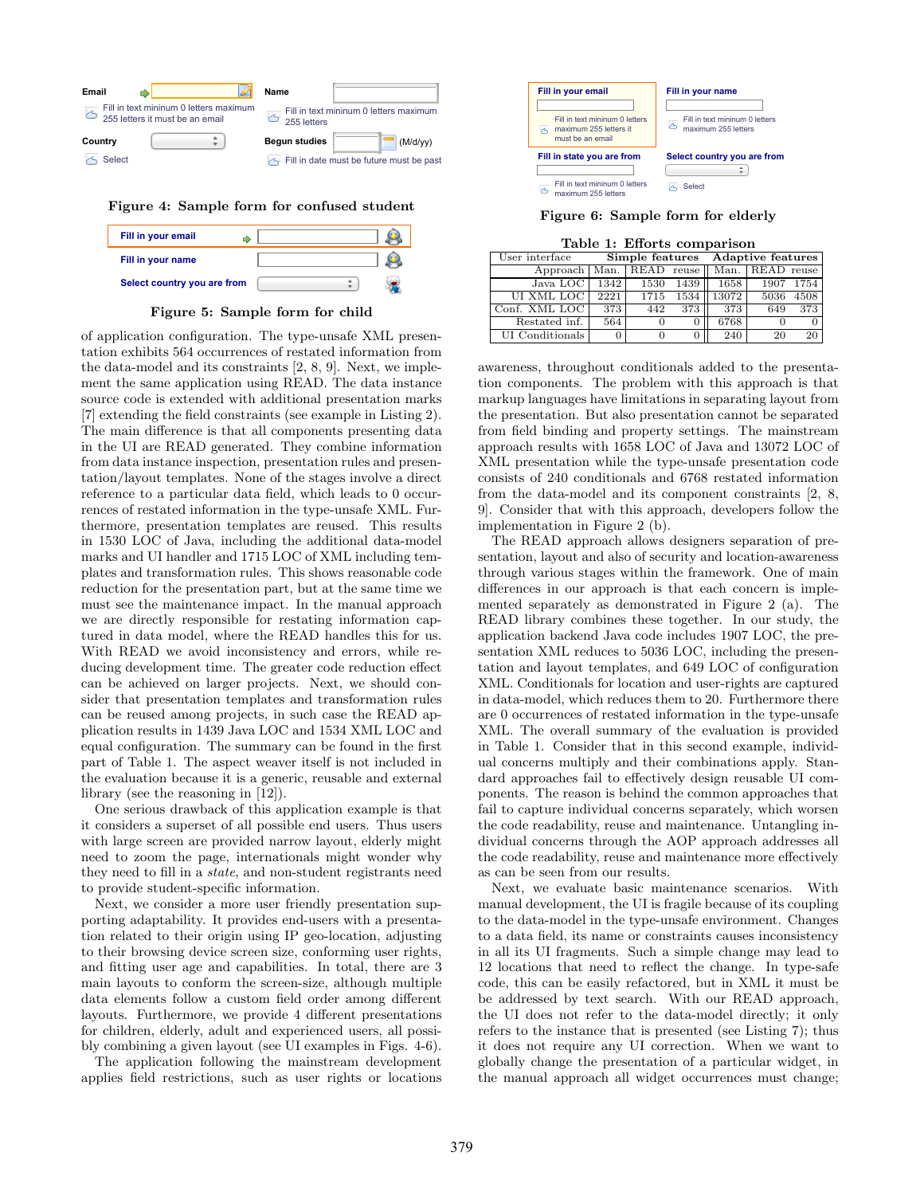Email

Fill in text minimum 0 letters maximum 255 letters it must be an email

Name

Fill in text minimum 0 letters maximum 255 letters

Country

Select

Begun studies (M/d/yy)

Fill in date must be future must be past

Figure 4: Sample form for confused student

Fill in your email

Fill in your name

Select country you are from

Figure 5: Sample form for child

Fill in your email

Fill in text minimum 0 letters maximum 255 letters it must be an email

Fill in your name

Fill in text minimum 0 letters maximum 255 letters

Fill in state you are from

Fill in text minimum 0 letters maximum 255 letters

Select country you are from

Select

Figure 6: Sample form for elderly

Table 1: Efforts comparison

| User interface | Simple features | | | Adaptive features | | |
|---|---|---|---|---|---|---|
| Approach | Man. | READ | reuse | Man. | READ | reuse |
| Java LOC | 1342 | 1530 | 1439 | 1658 | 1907 | 1754 |
| UI XML LOC | 2221 | 1715 | 1534 | 13072 | 5036 | 4508 |
| Conf. XML LOC | 373 | 442 | 373 | 373 | 649 | 373 |
| Restated inf. | 564 | 0 | 0 | 6768 | 0 | 0 |
| UI Conditionals | 0 | 0 | 0 | 240 | 20 | 20 |

of application configuration. The type-unsafe XML presentation exhibits 564 occurrences of restated information from the data-model and its constraints [2, 8, 9]. Next, we implement the same application using READ. The data instance source code is extended with additional presentation marks [7] extending the field constraints (see example in Listing 2). The main difference is that all components presenting data in the UI are READ generated. They combine information from data instance inspection, presentation rules and presentation/layout templates. None of the stages involve a direct reference to a particular data field, which leads to 0 occurrences of restated information in the type-unsafe XML. Furthermore, presentation templates are reused. This results in 1530 LOC of Java, including the additional data-model marks and UI handler and 1715 LOC of XML including templates and transformation rules. This shows reasonable code reduction for the presentation part, but at the same time we must see the maintenance impact. In the manual approach we are directly responsible for restating information captured in data model, where the READ handles this for us. With READ we avoid inconsistency and errors, while reducing development time. The greater code reduction effect can be achieved on larger projects. Next, we should consider that presentation templates and transformation rules can be reused among projects, in such case the READ application results in 1439 Java LOC and 1534 XML LOC and equal configuration. The summary can be found in the first part of Table 1. The aspect weaver itself is not included in the evaluation because it is a generic, reusable and external library (see the reasoning in [12]).

One serious drawback of this application example is that it considers a superset of all possible end users. Thus users with large screen are provided narrow layout, elderly might need to zoom the page, internationals might wonder why they need to fill in a *state*, and non-student registrants need to provide student-specific information.

Next, we consider a more user friendly presentation supporting adaptability. It provides end-users with a presentation related to their origin using IP geo-location, adjusting to their browsing device screen size, conforming user rights, and fitting user age and capabilities. In total, there are 3 main layouts to conform the screen-size, although multiple data elements follow a custom field order among different layouts. Furthermore, we provide 4 different presentations for children, elderly, adult and experienced users, all possibly combining a given layout (see UI examples in Figs. 4-6).

The application following the mainstream development applies field restrictions, such as user rights or locations awareness, throughout conditionals added to the presentation components. The problem with this approach is that markup languages have limitations in separating layout from the presentation. But also presentation cannot be separated from field binding and property settings. The mainstream approach results with 1658 LOC of Java and 13072 LOC of XML presentation while the type-unsafe presentation code consists of 240 conditionals and 6768 restated information from the data-model and its component constraints [2, 8, 9]. Consider that with this approach, developers follow the implementation in Figure 2 (b).

The READ approach allows designers separation of presentation, layout and also of security and location-awareness through various stages within the framework. One of main differences in our approach is that each concern is implemented separately as demonstrated in Figure 2 (a). The READ library combines these together. In our study, the application backend Java code includes 1907 LOC, the presentation XML reduces to 5036 LOC, including the presentation and layout templates, and 649 LOC of configuration XML. Conditionals for location and user-rights are captured in data-model, which reduces them to 20. Furthermore there are 0 occurrences of restated information in the type-unsafe XML. The overall summary of the evaluation is provided in Table 1. Consider that in this second example, individual concerns multiply and their combinations apply. Standard approaches fail to effectively design reusable UI components. The reason is behind the common approaches that fail to capture individual concerns separately, which worsen the code readability, reuse and maintenance. Untangling individual concerns through the AOP approach addresses all the code readability, reuse and maintenance more effectively as can be seen from our results.

Next, we evaluate basic maintenance scenarios. With manual development, the UI is fragile because of its coupling to the data-model in the type-unsafe environment. Changes to a data field, its name or constraints causes inconsistency in all its UI fragments. Such a simple change may lead to 12 locations that need to reflect the change. In type-safe code, this can be easily refactored, but in XML it must be be addressed by text search. With our READ approach, the UI does not refer to the data-model directly; it only refers to the instance that is presented (see Listing 7); thus it does not require any UI correction. When we want to globally change the presentation of a particular widget, in the manual approach all widget occurrences must change;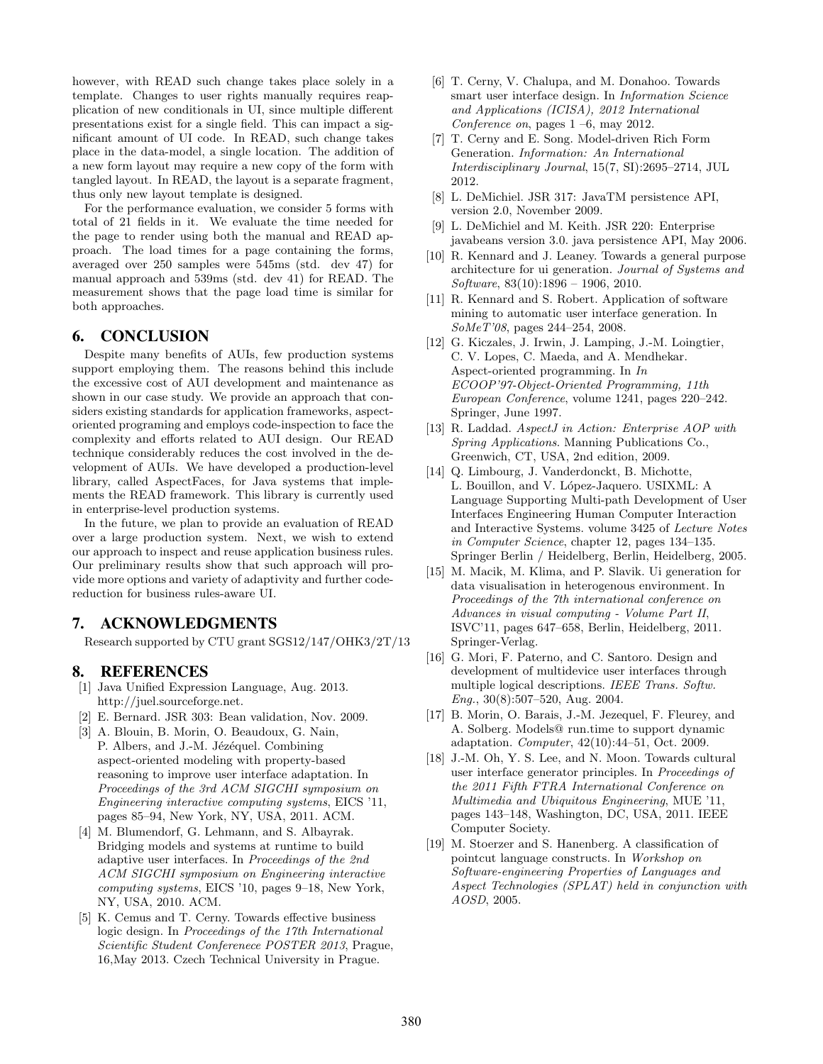however, with READ such change takes place solely in a template. Changes to user rights manually requires reapplication of new conditionals in UI, since multiple different presentations exist for a single field. This can impact a significant amount of UI code. In READ, such change takes place in the data-model, a single location. The addition of a new form layout may require a new copy of the form with tangled layout. In READ, the layout is a separate fragment, thus only new layout template is designed.

For the performance evaluation, we consider 5 forms with total of 21 fields in it. We evaluate the time needed for the page to render using both the manual and READ approach. The load times for a page containing the forms, averaged over 250 samples were 545ms (std. dev 47) for manual approach and 539ms (std. dev 41) for READ. The measurement shows that the page load time is similar for both approaches.

## 6. CONCLUSION

Despite many benefits of AUIs, few production systems support employing them. The reasons behind this include the excessive cost of AUI development and maintenance as shown in our case study. We provide an approach that considers existing standards for application frameworks, aspect-oriented programing and employs code-inspection to face the complexity and efforts related to AUI design. Our READ technique considerably reduces the cost involved in the development of AUIs. We have developed a production-level library, called AspectFaces, for Java systems that implements the READ framework. This library is currently used in enterprise-level production systems.

In the future, we plan to provide an evaluation of READ over a large production system. Next, we wish to extend our approach to inspect and reuse application business rules. Our preliminary results show that such approach will provide more options and variety of adaptivity and further code-reduction for business rules-aware UI.

## 7. ACKNOWLEDGMENTS

Research supported by CTU grant SGS12/147/OHK3/2T/13

## 8. REFERENCES

[1] Java Unified Expression Language, Aug. 2013. http://juel.sourceforge.net.

[2] E. Bernard. JSR 303: Bean validation, Nov. 2009.

[3] A. Blouin, B. Morin, O. Beaudoux, G. Nain, P. Albers, and J.-M. Jézéquel. Combining aspect-oriented modeling with property-based reasoning to improve user interface adaptation. In *Proceedings of the 3rd ACM SIGCHI symposium on Engineering interactive computing systems*, EICS '11, pages 85–94, New York, NY, USA, 2011. ACM.

[4] M. Blumendorf, G. Lehmann, and S. Albayrak. Bridging models and systems at runtime to build adaptive user interfaces. In *Proceedings of the 2nd ACM SIGCHI symposium on Engineering interactive computing systems*, EICS '10, pages 9–18, New York, NY, USA, 2010. ACM.

[5] K. Cemus and T. Cerny. Towards effective business logic design. In *Proceedings of the 17th International Scientific Student Conferenece POSTER 2013*, Prague, 16,May 2013. Czech Technical University in Prague.

[6] T. Cerny, V. Chalupa, and M. Donahoo. Towards smart user interface design. In *Information Science and Applications (ICISA), 2012 International Conference on*, pages 1 –6, may 2012.

[7] T. Cerny and E. Song. Model-driven Rich Form Generation. *Information: An International Interdisciplinary Journal*, 15(7, SI):2695–2714, JUL 2012.

[8] L. DeMichiel. JSR 317: JavaTM persistence API, version 2.0, November 2009.

[9] L. DeMichiel and M. Keith. JSR 220: Enterprise javabeans version 3.0. java persistence API, May 2006.

[10] R. Kennard and J. Leaney. Towards a general purpose architecture for ui generation. *Journal of Systems and Software*, 83(10):1896 – 1906, 2010.

[11] R. Kennard and S. Robert. Application of software mining to automatic user interface generation. In *SoMeT'08*, pages 244–254, 2008.

[12] G. Kiczales, J. Irwin, J. Lamping, J.-M. Loingtier, C. V. Lopes, C. Maeda, and A. Mendhekar. Aspect-oriented programming. In *In ECOOP'97-Object-Oriented Programming, 11th European Conference*, volume 1241, pages 220–242. Springer, June 1997.

[13] R. Laddad. *AspectJ in Action: Enterprise AOP with Spring Applications*. Manning Publications Co., Greenwich, CT, USA, 2nd edition, 2009.

[14] Q. Limbourg, J. Vanderdonckt, B. Michotte, L. Bouillon, and V. López-Jaquero. USIXML: A Language Supporting Multi-path Development of User Interfaces Engineering Human Computer Interaction and Interactive Systems. volume 3425 of *Lecture Notes in Computer Science*, chapter 12, pages 134–135. Springer Berlin / Heidelberg, Berlin, Heidelberg, 2005.

[15] M. Macik, M. Klima, and P. Slavik. Ui generation for data visualisation in heterogenous environment. In *Proceedings of the 7th international conference on Advances in visual computing - Volume Part II*, ISVC'11, pages 647–658, Berlin, Heidelberg, 2011. Springer-Verlag.

[16] G. Mori, F. Paterno, and C. Santoro. Design and development of multidevice user interfaces through multiple logical descriptions. *IEEE Trans. Softw. Eng.*, 30(8):507–520, Aug. 2004.

[17] B. Morin, O. Barais, J.-M. Jezequel, F. Fleurey, and A. Solberg. Models@ run.time to support dynamic adaptation. *Computer*, 42(10):44–51, Oct. 2009.

[18] J.-M. Oh, Y. S. Lee, and N. Moon. Towards cultural user interface generator principles. In *Proceedings of the 2011 Fifth FTRA International Conference on Multimedia and Ubiquitous Engineering*, MUE '11, pages 143–148, Washington, DC, USA, 2011. IEEE Computer Society.

[19] M. Stoerzer and S. Hanenberg. A classification of pointcut language constructs. In *Workshop on Software-engineering Properties of Languages and Aspect Technologies (SPLAT) held in conjunction with AOSD*, 2005.